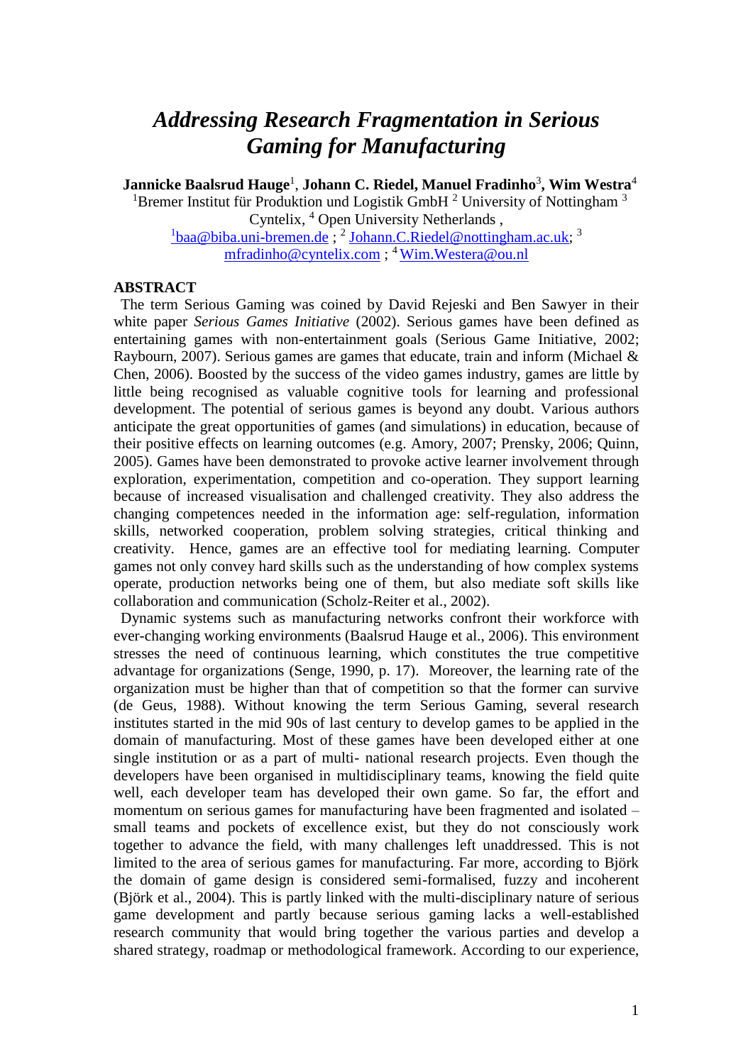# *Addressing Research Fragmentation in Serious Gaming for Manufacturing*

**Jannicke Baalsrud Hauge**[1], **Johann C. Riedel, Manuel Fradinho**[3]**, Wim Westra**[4]

[1]Bremer Institut für Produktion und Logistik GmbH [2] University of Nottingham [3] Cyntelix, [4] Open University Netherlands ,

[1]baa@biba.uni-bremen.de ; [2] Johann.C.Riedel@nottingham.ac.uk; [3] mfradinho@cyntelix.com ; [4] Wim.Westera@ou.nl

## ABSTRACT

The term Serious Gaming was coined by David Rejeski and Ben Sawyer in their white paper *Serious Games Initiative* (2002). Serious games have been defined as entertaining games with non-entertainment goals (Serious Game Initiative, 2002; Raybourn, 2007). Serious games are games that educate, train and inform (Michael & Chen, 2006). Boosted by the success of the video games industry, games are little by little being recognised as valuable cognitive tools for learning and professional development. The potential of serious games is beyond any doubt. Various authors anticipate the great opportunities of games (and simulations) in education, because of their positive effects on learning outcomes (e.g. Amory, 2007; Prensky, 2006; Quinn, 2005). Games have been demonstrated to provoke active learner involvement through exploration, experimentation, competition and co-operation. They support learning because of increased visualisation and challenged creativity. They also address the changing competences needed in the information age: self-regulation, information skills, networked cooperation, problem solving strategies, critical thinking and creativity. Hence, games are an effective tool for mediating learning. Computer games not only convey hard skills such as the understanding of how complex systems operate, production networks being one of them, but also mediate soft skills like collaboration and communication (Scholz-Reiter et al., 2002).

Dynamic systems such as manufacturing networks confront their workforce with ever-changing working environments (Baalsrud Hauge et al., 2006). This environment stresses the need of continuous learning, which constitutes the true competitive advantage for organizations (Senge, 1990, p. 17). Moreover, the learning rate of the organization must be higher than that of competition so that the former can survive (de Geus, 1988). Without knowing the term Serious Gaming, several research institutes started in the mid 90s of last century to develop games to be applied in the domain of manufacturing. Most of these games have been developed either at one single institution or as a part of multi- national research projects. Even though the developers have been organised in multidisciplinary teams, knowing the field quite well, each developer team has developed their own game. So far, the effort and momentum on serious games for manufacturing have been fragmented and isolated – small teams and pockets of excellence exist, but they do not consciously work together to advance the field, with many challenges left unaddressed. This is not limited to the area of serious games for manufacturing. Far more, according to Björk the domain of game design is considered semi-formalised, fuzzy and incoherent (Björk et al., 2004). This is partly linked with the multi-disciplinary nature of serious game development and partly because serious gaming lacks a well-established research community that would bring together the various parties and develop a shared strategy, roadmap or methodological framework. According to our experience,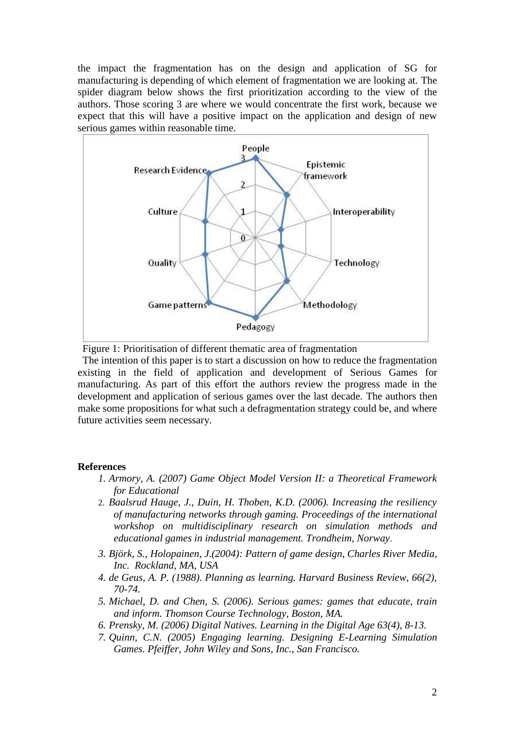the impact the fragmentation has on the design and application of SG for manufacturing is depending of which element of fragmentation we are looking at. The spider diagram below shows the first prioritization according to the view of the authors. Those scoring 3 are where we would concentrate the first work, because we expect that this will have a positive impact on the application and design of new serious games within reasonable time.

Figure 1: Prioritisation of different thematic area of fragmentation

The intention of this paper is to start a discussion on how to reduce the fragmentation existing in the field of application and development of Serious Games for manufacturing. As part of this effort the authors review the progress made in the development and application of serious games over the last decade. The authors then make some propositions for what such a defragmentation strategy could be, and where future activities seem necessary.

**References**

1. *Armory, A. (2007) Game Object Model Version II: a Theoretical Framework for Educational*
2. *Baalsrud Hauge, J., Duin, H. Thoben, K.D. (2006). Increasing the resiliency of manufacturing networks through gaming. Proceedings of the international workshop on multidisciplinary research on simulation methods and educational games in industrial management. Trondheim, Norway.*
3. *Björk, S., Holopainen, J.(2004): Pattern of game design, Charles River Media, Inc. Rockland, MA, USA*
4. *de Geus, A. P. (1988). Planning as learning. Harvard Business Review, 66(2), 70-74.*
5. *Michael, D. and Chen, S. (2006). Serious games: games that educate, train and inform. Thomson Course Technology, Boston, MA.*
6. *Prensky, M. (2006) Digital Natives. Learning in the Digital Age 63(4), 8-13.*
7. *Quinn, C.N. (2005) Engaging learning. Designing E-Learning Simulation Games. Pfeiffer, John Wiley and Sons, Inc., San Francisco.*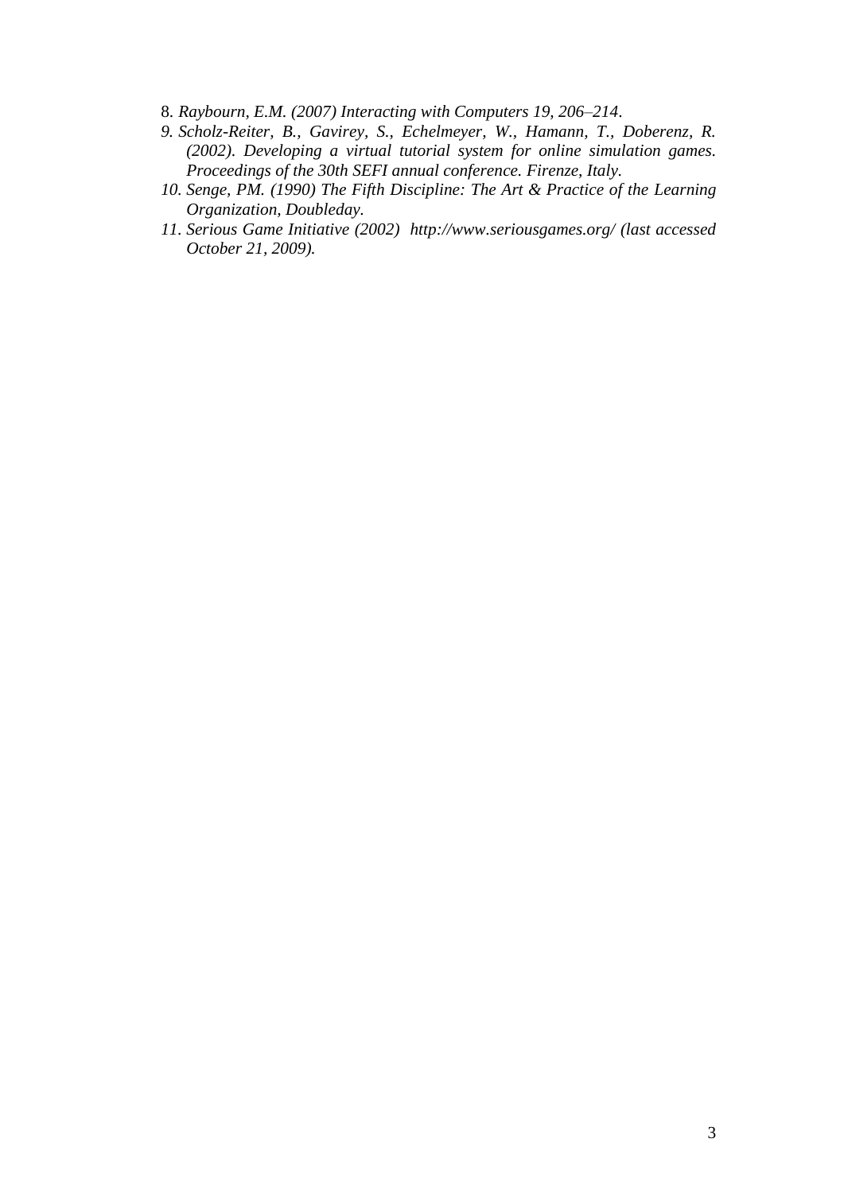8. *Raybourn, E.M. (2007) Interacting with Computers 19, 206–214.*
9. *Scholz-Reiter, B., Gavirey, S., Echelmeyer, W., Hamann, T., Doberenz, R. (2002). Developing a virtual tutorial system for online simulation games. Proceedings of the 30th SEFI annual conference. Firenze, Italy.*
10. *Senge, PM. (1990) The Fifth Discipline: The Art & Practice of the Learning Organization, Doubleday.*
11. *Serious Game Initiative (2002) http://www.seriousgames.org/ (last accessed October 21, 2009).*